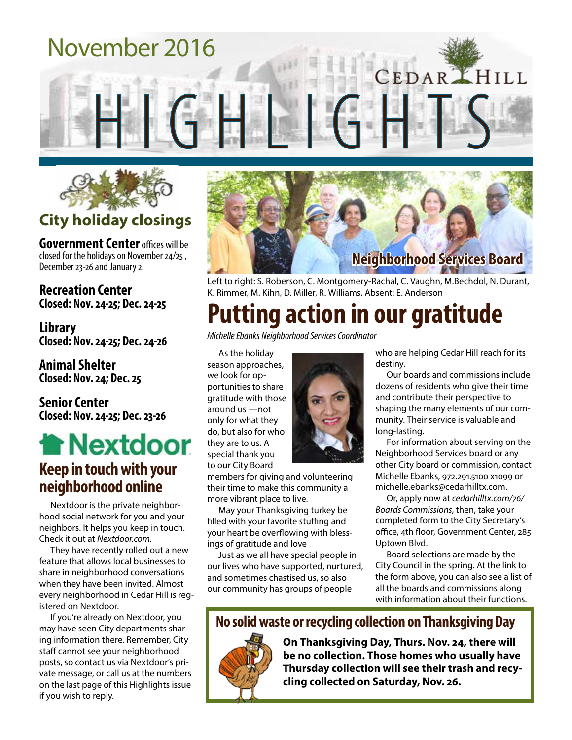# November 2016

# CEDAR HILL HIGHLIGHTS

## City holiday closings

**Government Center** offices will be closed for the holidays on November 24/25 , December 23-26 and January 2.

**Recreation Center**
**Closed: Nov. 24-25; Dec. 24-25**

**Library**
**Closed: Nov. 24-25; Dec. 24-26**

**Animal Shelter**
**Closed: Nov. 24; Dec. 25**

**Senior Center**
**Closed: Nov. 24-25; Dec. 23-26**

## Nextdoor

## Keep in touch with your neighborhood online

Nextdoor is the private neighborhood social network for you and your neighbors. It helps you keep in touch. Check it out at *Nextdoor.com.*

They have recently rolled out a new feature that allows local businesses to share in neighborhood conversations when they have been invited. Almost every neighborhood in Cedar Hill is registered on Nextdoor.

If you're already on Nextdoor, you may have seen City departments sharing information there. Remember, City staff cannot see your neighborhood posts, so contact us via Nextdoor's private message, or call us at the numbers on the last page of this Highlights issue if you wish to reply.

**Neighborhood Services Board**

Left to right: S. Roberson, C. Montgomery-Rachal, C. Vaughn, M.Bechdol, N. Durant, K. Rimmer, M. Kihn, D. Miller, R. Williams, Absent: E. Anderson

# Putting action in our gratitude

*Michelle Ebanks Neighborhood Services Coordinator*

As the holiday season approaches, we look for opportunities to share gratitude with those around us —not only for what they do, but also for who they are to us. A special thank you to our City Board members for giving and volunteering their time to make this community a more vibrant place to live.

May your Thanksgiving turkey be filled with your favorite stuffing and your heart be overflowing with blessings of gratitude and love

Just as we all have special people in our lives who have supported, nurtured, and sometimes chastised us, so also our community has groups of people who are helping Cedar Hill reach for its destiny.

Our boards and commissions include dozens of residents who give their time and contribute their perspective to shaping the many elements of our community. Their service is valuable and long-lasting.

For information about serving on the Neighborhood Services board or any other City board or commission, contact Michelle Ebanks, 972.291.5100 x1099 or michelle.ebanks@cedarhilltx.com.

Or, apply now at *cedarhilltx.com/76/ Boards Commissions*, then, take your completed form to the City Secretary's office, 4th floor, Government Center, 285 Uptown Blvd.

Board selections are made by the City Council in the spring. At the link to the form above, you can also see a list of all the boards and commissions along with information about their functions.

## No solid waste or recycling collection on Thanksgiving Day

**On Thanksgiving Day, Thurs. Nov. 24, there will be no collection. Those homes who usually have Thursday collection will see their trash and recycling collected on Saturday, Nov. 26.**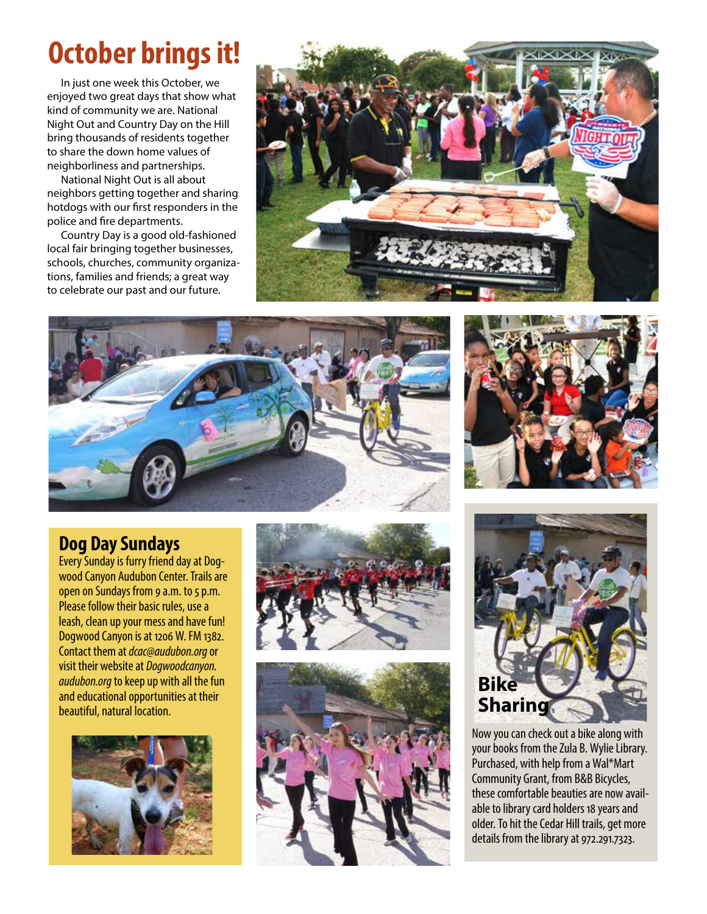# October brings it!

In just one week this October, we enjoyed two great days that show what kind of community we are. National Night Out and Country Day on the Hill bring thousands of residents together to share the down home values of neighborliness and partnerships.

National Night Out is all about neighbors getting together and sharing hotdogs with our first responders in the police and fire departments.

Country Day is a good old-fashioned local fair bringing together businesses, schools, churches, community organizations, families and friends; a great way to celebrate our past and our future.

## Dog Day Sundays

Every Sunday is furry friend day at Dogwood Canyon Audubon Center. Trails are open on Sundays from 9 a.m. to 5 p.m. Please follow their basic rules, use a leash, clean up your mess and have fun! Dogwood Canyon is at 1206 W. FM 1382. Contact them at *dcac@audubon.org* or visit their website at *Dogwoodcanyon.audubon.org* to keep up with all the fun and educational opportunities at their beautiful, natural location.

## Bike Sharing

Now you can check out a bike along with your books from the Zula B. Wylie Library. Purchased, with help from a Wal*Mart Community Grant, from B&B Bicycles, these comfortable beauties are now available to library card holders 18 years and older. To hit the Cedar Hill trails, get more details from the library at 972.291.7323.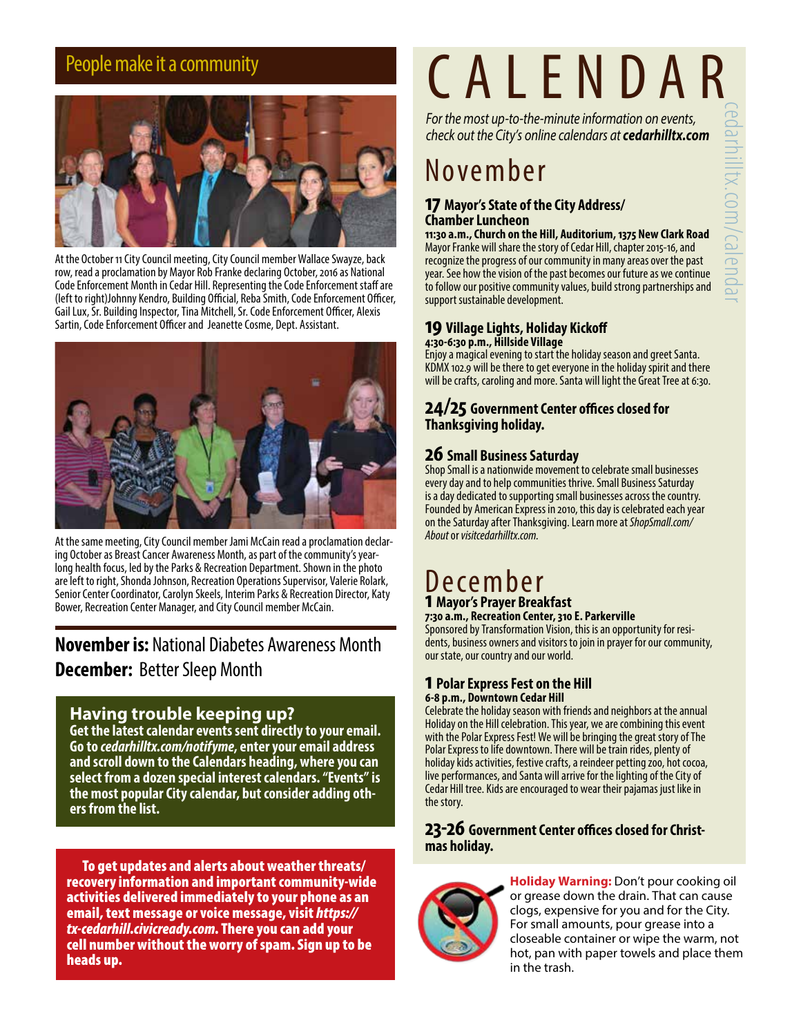## People make it a community

At the October 11 City Council meeting, City Council member Wallace Swayze, back row, read a proclamation by Mayor Rob Franke declaring October, 2016 as National Code Enforcement Month in Cedar Hill. Representing the Code Enforcement staff are (left to right)Johnny Kendro, Building Official, Reba Smith, Code Enforcement Officer, Gail Lux, Sr. Building Inspector, Tina Mitchell, Sr. Code Enforcement Officer, Alexis Sartin, Code Enforcement Officer and Jeanette Cosme, Dept. Assistant.

At the same meeting, City Council member Jami McCain read a proclamation declaring October as Breast Cancer Awareness Month, as part of the community's year-long health focus, led by the Parks & Recreation Department. Shown in the photo are left to right, Shonda Johnson, Recreation Operations Supervisor, Valerie Rolark, Senior Center Coordinator, Carolyn Skeels, Interim Parks & Recreation Director, Katy Bower, Recreation Center Manager, and City Council member McCain.

**November is:** National Diabetes Awareness Month

**December:** Better Sleep Month

### Having trouble keeping up?

**Get the latest calendar events sent directly to your email. Go to *cedarhilltx.com/notifyme*, enter your email address and scroll down to the Calendars heading, where you can select from a dozen special interest calendars. "Events" is the most popular City calendar, but consider adding others from the list.**

**To get updates and alerts about weather threats/ recovery information and important community-wide activities delivered immediately to your phone as an email, text message or voice message, visit *https://tx-cedarhill.civicready.com*. There you can add your cell number without the worry of spam. Sign up to be heads up.**

# CALENDAR

cedarhilltx.com/calendar

*For the most up-to-the-minute information on events, check out the City's online calendars at **cedarhilltx.com***

## November

### 17 Mayor's State of the City Address/ Chamber Luncheon

**11:30 a.m., Church on the Hill, Auditorium, 1375 New Clark Road**

Mayor Franke will share the story of Cedar Hill, chapter 2015-16, and recognize the progress of our community in many areas over the past year. See how the vision of the past becomes our future as we continue to follow our positive community values, build strong partnerships and support sustainable development.

### 19 Village Lights, Holiday Kickoff

**4:30-6:30 p.m., Hillside Village**

Enjoy a magical evening to start the holiday season and greet Santa. KDMX 102.9 will be there to get everyone in the holiday spirit and there will be crafts, caroling and more. Santa will light the Great Tree at 6:30.

### 24/25 Government Center offices closed for Thanksgiving holiday.

### 26 Small Business Saturday

Shop Small is a nationwide movement to celebrate small businesses every day and to help communities thrive. Small Business Saturday is a day dedicated to supporting small businesses across the country. Founded by American Express in 2010, this day is celebrated each year on the Saturday after Thanksgiving. Learn more at *ShopSmall.com/About* or *visitcedarhilltx.com.*

## December

### 1 Mayor's Prayer Breakfast

**7:30 a.m., Recreation Center, 310 E. Parkerville**

Sponsored by Transformation Vision, this is an opportunity for residents, business owners and visitors to join in prayer for our community, our state, our country and our world.

### 1 Polar Express Fest on the Hill

**6-8 p.m., Downtown Cedar Hill**

Celebrate the holiday season with friends and neighbors at the annual Holiday on the Hill celebration. This year, we are combining this event with the Polar Express Fest! We will be bringing the great story of The Polar Express to life downtown. There will be train rides, plenty of holiday kids activities, festive crafts, a reindeer petting zoo, hot cocoa, live performances, and Santa will arrive for the lighting of the City of Cedar Hill tree. Kids are encouraged to wear their pajamas just like in the story.

### 23-26 Government Center offices closed for Christmas holiday.

**Holiday Warning:** Don't pour cooking oil or grease down the drain. That can cause clogs, expensive for you and for the City. For small amounts, pour grease into a closeable container or wipe the warm, not hot, pan with paper towels and place them in the trash.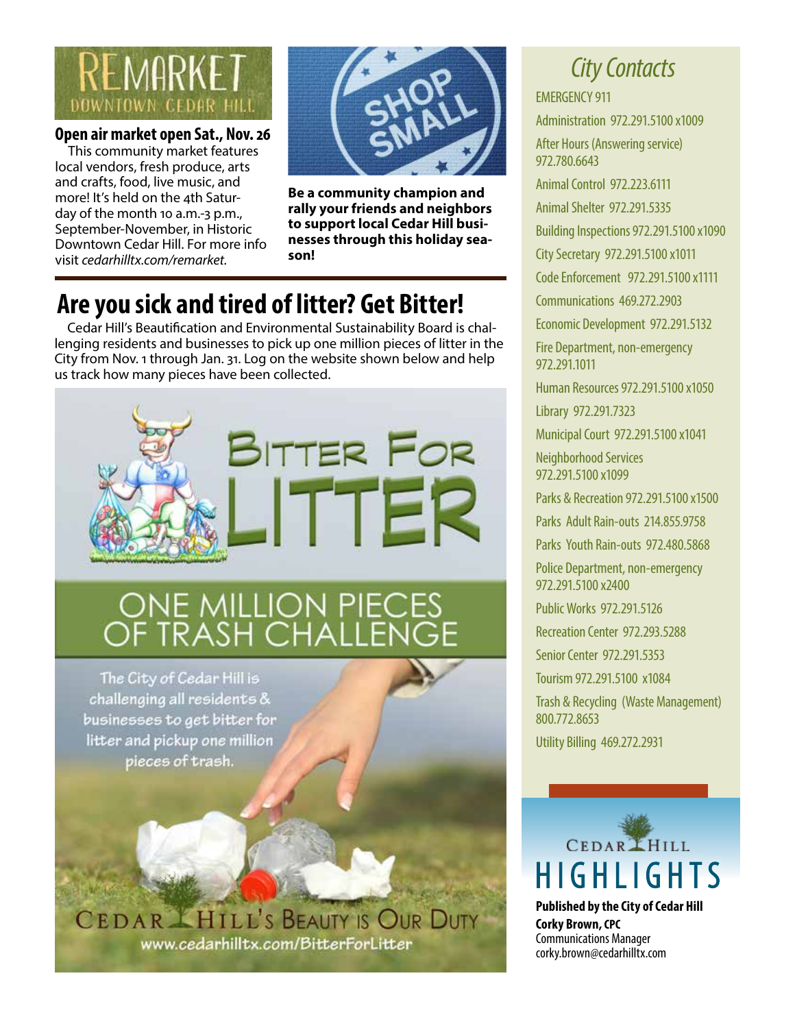REMARKET
DOWNTOWN CEDAR HILL

**Open air market open Sat., Nov. 26**

This community market features local vendors, fresh produce, arts and crafts, food, live music, and more! It's held on the 4th Saturday of the month 10 a.m.-3 p.m., September-November, in Historic Downtown Cedar Hill. For more info visit *cedarhilltx.com/remarket*.

SHOP SMALL

**Be a community champion and rally your friends and neighbors to support local Cedar Hill businesses through this holiday season!**

# Are you sick and tired of litter? Get Bitter!

Cedar Hill's Beautification and Environmental Sustainability Board is challenging residents and businesses to pick up one million pieces of litter in the City from Nov. 1 through Jan. 31. Log on to the website shown below and help us track how many pieces have been collected.

BITTER FOR LITTER

ONE MILLION PIECES OF TRASH CHALLENGE

The City of Cedar Hill is challenging all residents & businesses to get bitter for litter and pickup one million pieces of trash.

CEDAR HILL'S BEAUTY IS OUR DUTY
www.cedarhilltx.com/BitterForLitter

## City Contacts

EMERGENCY 911

Administration 972.291.5100 x1009

After Hours (Answering service) 972.780.6643

Animal Control 972.223.6111

Animal Shelter 972.291.5335

Building Inspections 972.291.5100 x1090

City Secretary 972.291.5100 x1011

Code Enforcement 972.291.5100 x1111

Communications 469.272.2903

Economic Development 972.291.5132

Fire Department, non-emergency 972.291.1011

Human Resources 972.291.5100 x1050

Library 972.291.7323

Municipal Court 972.291.5100 x1041

Neighborhood Services 972.291.5100 x1099

Parks & Recreation 972.291.5100 x1500

Parks Adult Rain-outs 214.855.9758

Parks Youth Rain-outs 972.480.5868

Police Department, non-emergency 972.291.5100 x2400

Public Works 972.291.5126

Recreation Center 972.293.5288

Senior Center 972.291.5353

Tourism 972.291.5100 x1084

Trash & Recycling (Waste Management) 800.772.8653

Utility Billing 469.272.2931

CEDAR HILL HIGHLIGHTS

**Published by the City of Cedar Hill**

**Corky Brown, CPC**
Communications Manager
corky.brown@cedarhilltx.com